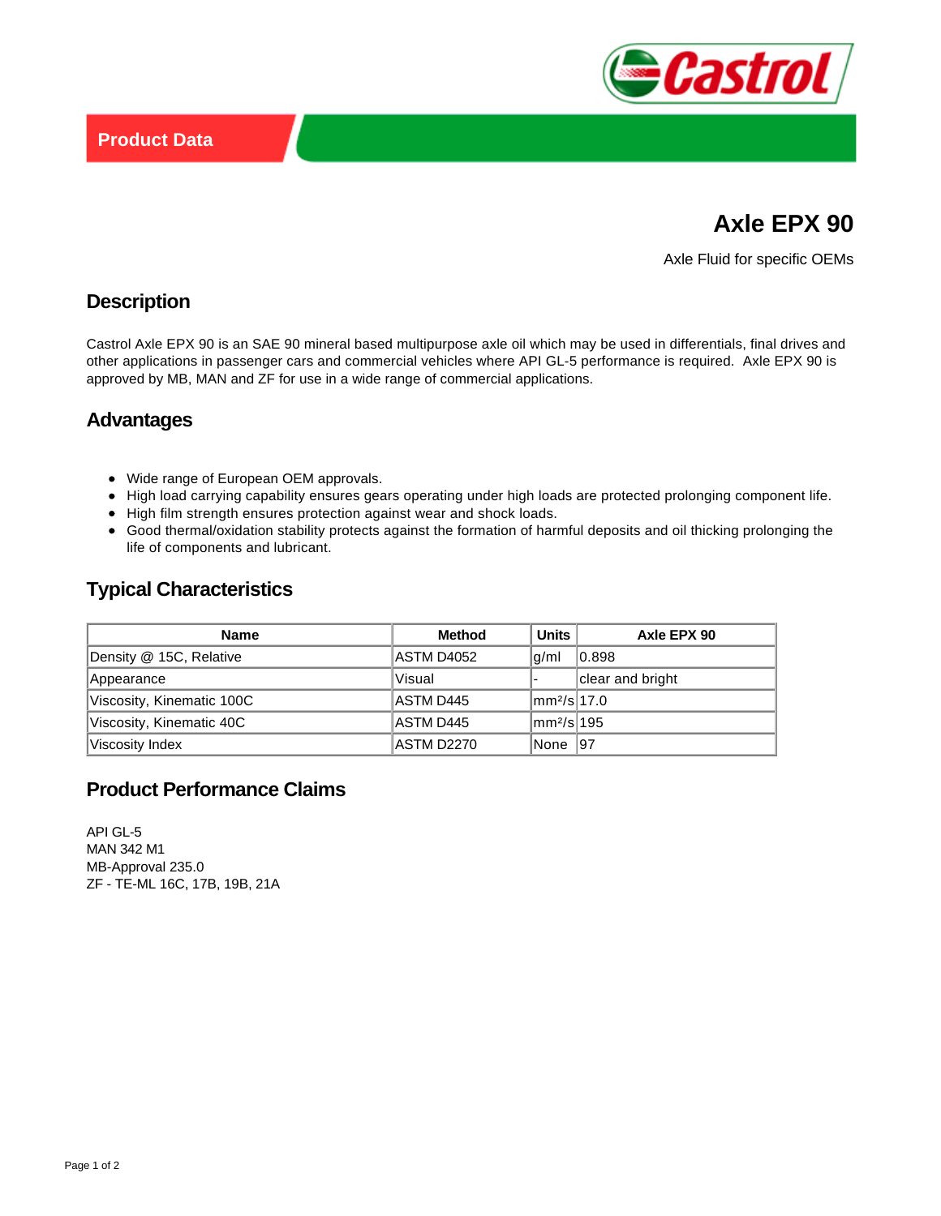Product Data

# Axle EPX 90

Axle Fluid for specific OEMs

## Description

Castrol Axle EPX 90 is an SAE 90 mineral based multipurpose axle oil which may be used in differentials, final drives and other applications in passenger cars and commercial vehicles where API GL-5 performance is required. Axle EPX 90 is approved by MB, MAN and ZF for use in a wide range of commercial applications.

## Advantages

- Wide range of European OEM approvals.
- High load carrying capability ensures gears operating under high loads are protected prolonging component life.
- High film strength ensures protection against wear and shock loads.
- Good thermal/oxidation stability protects against the formation of harmful deposits and oil thicking prolonging the life of components and lubricant.

## Typical Characteristics

| Name | Method | Units | Axle EPX 90 |
|---|---|---|---|
| Density @ 15C, Relative | ASTM D4052 | g/ml | 0.898 |
| Appearance | Visual | - | clear and bright |
| Viscosity, Kinematic 100C | ASTM D445 | $mm^2/s$ | 17.0 |
| Viscosity, Kinematic 40C | ASTM D445 | $mm^2/s$ | 195 |
| Viscosity Index | ASTM D2270 | None | 97 |

## Product Performance Claims

API GL-5
MAN 342 M1
MB-Approval 235.0
ZF - TE-ML 16C, 17B, 19B, 21A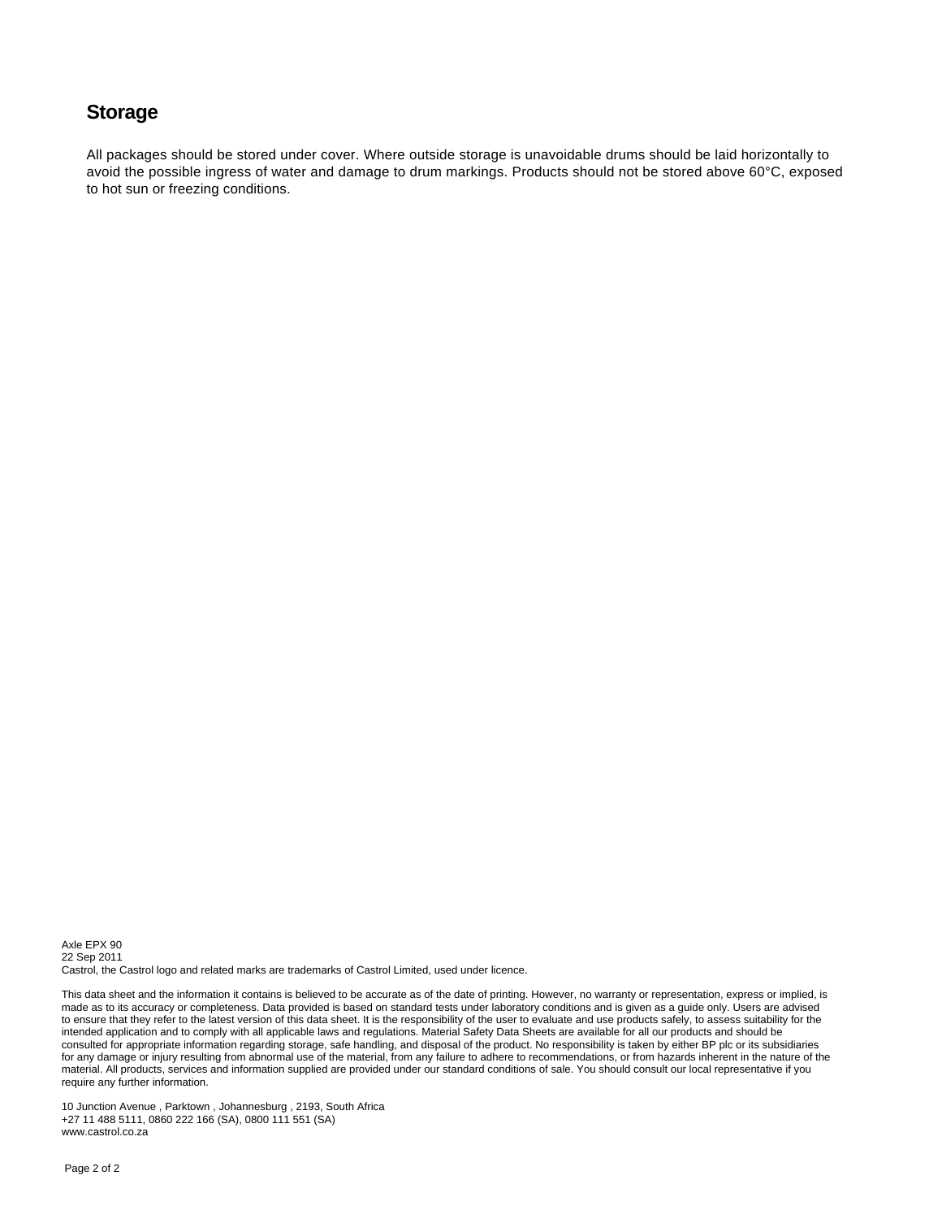## Storage

All packages should be stored under cover. Where outside storage is unavoidable drums should be laid horizontally to avoid the possible ingress of water and damage to drum markings. Products should not be stored above 60°C, exposed to hot sun or freezing conditions.

Axle EPX 90
22 Sep 2011
Castrol, the Castrol logo and related marks are trademarks of Castrol Limited, used under licence.

This data sheet and the information it contains is believed to be accurate as of the date of printing. However, no warranty or representation, express or implied, is made as to its accuracy or completeness. Data provided is based on standard tests under laboratory conditions and is given as a guide only. Users are advised to ensure that they refer to the latest version of this data sheet. It is the responsibility of the user to evaluate and use products safely, to assess suitability for the intended application and to comply with all applicable laws and regulations. Material Safety Data Sheets are available for all our products and should be consulted for appropriate information regarding storage, safe handling, and disposal of the product. No responsibility is taken by either BP plc or its subsidiaries for any damage or injury resulting from abnormal use of the material, from any failure to adhere to recommendations, or from hazards inherent in the nature of the material. All products, services and information supplied are provided under our standard conditions of sale. You should consult our local representative if you require any further information.

10 Junction Avenue , Parktown , Johannesburg , 2193, South Africa
+27 11 488 5111, 0860 222 166 (SA), 0800 111 551 (SA)
www.castrol.co.za